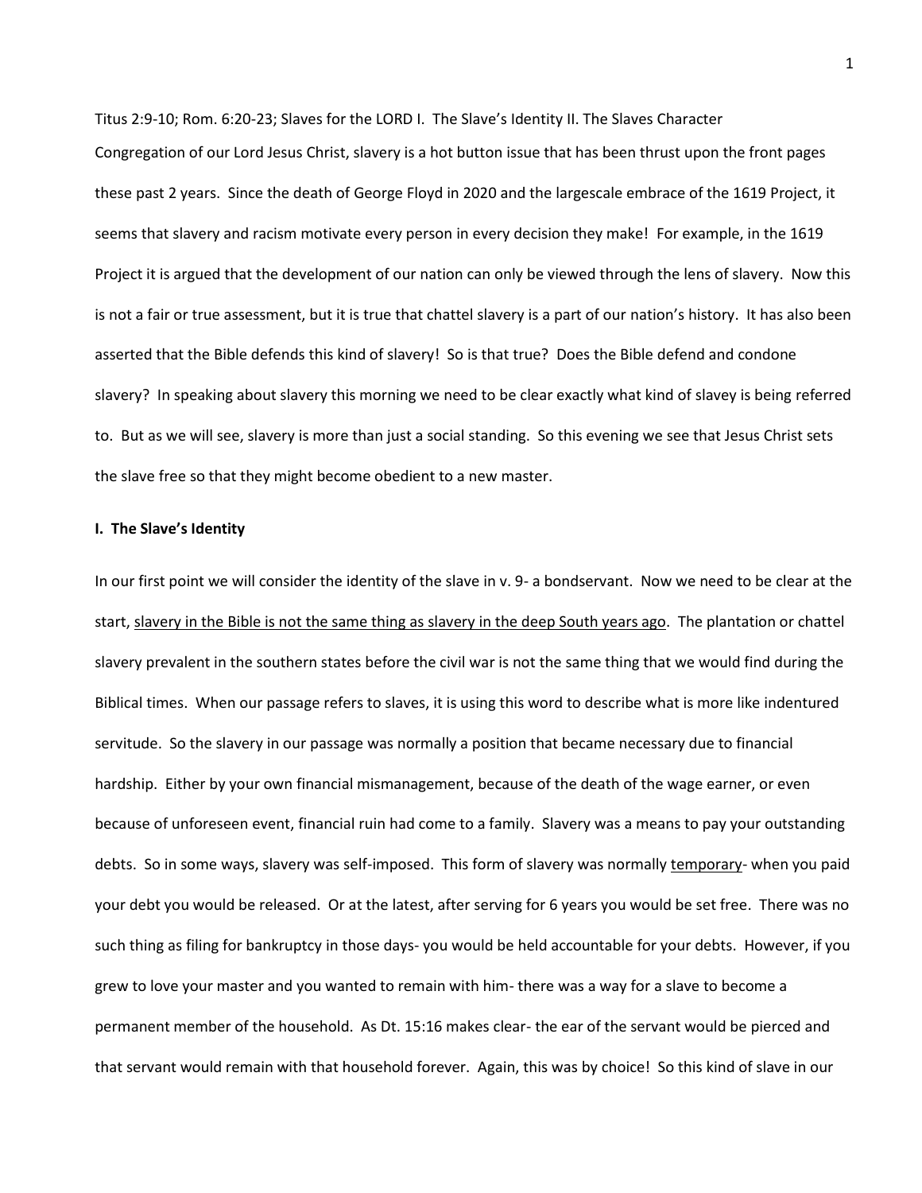Titus 2:9-10; Rom. 6:20-23; Slaves for the LORD I. The Slave's Identity II. The Slaves Character

Congregation of our Lord Jesus Christ, slavery is a hot button issue that has been thrust upon the front pages these past 2 years. Since the death of George Floyd in 2020 and the largescale embrace of the 1619 Project, it seems that slavery and racism motivate every person in every decision they make! For example, in the 1619 Project it is argued that the development of our nation can only be viewed through the lens of slavery. Now this is not a fair or true assessment, but it is true that chattel slavery is a part of our nation's history. It has also been asserted that the Bible defends this kind of slavery! So is that true? Does the Bible defend and condone slavery? In speaking about slavery this morning we need to be clear exactly what kind of slavey is being referred to. But as we will see, slavery is more than just a social standing. So this evening we see that Jesus Christ sets the slave free so that they might become obedient to a new master.

**I. The Slave's Identity**

In our first point we will consider the identity of the slave in v. 9- a bondservant. Now we need to be clear at the start, <u>slavery in the Bible is not the same thing as slavery in the deep South years ago</u>. The plantation or chattel slavery prevalent in the southern states before the civil war is not the same thing that we would find during the Biblical times. When our passage refers to slaves, it is using this word to describe what is more like indentured servitude. So the slavery in our passage was normally a position that became necessary due to financial hardship. Either by your own financial mismanagement, because of the death of the wage earner, or even because of unforeseen event, financial ruin had come to a family. Slavery was a means to pay your outstanding debts. So in some ways, slavery was self-imposed. This form of slavery was normally <u>temporary</u>- when you paid your debt you would be released. Or at the latest, after serving for 6 years you would be set free. There was no such thing as filing for bankruptcy in those days- you would be held accountable for your debts. However, if you grew to love your master and you wanted to remain with him- there was a way for a slave to become a permanent member of the household. As Dt. 15:16 makes clear- the ear of the servant would be pierced and that servant would remain with that household forever. Again, this was by choice! So this kind of slave in our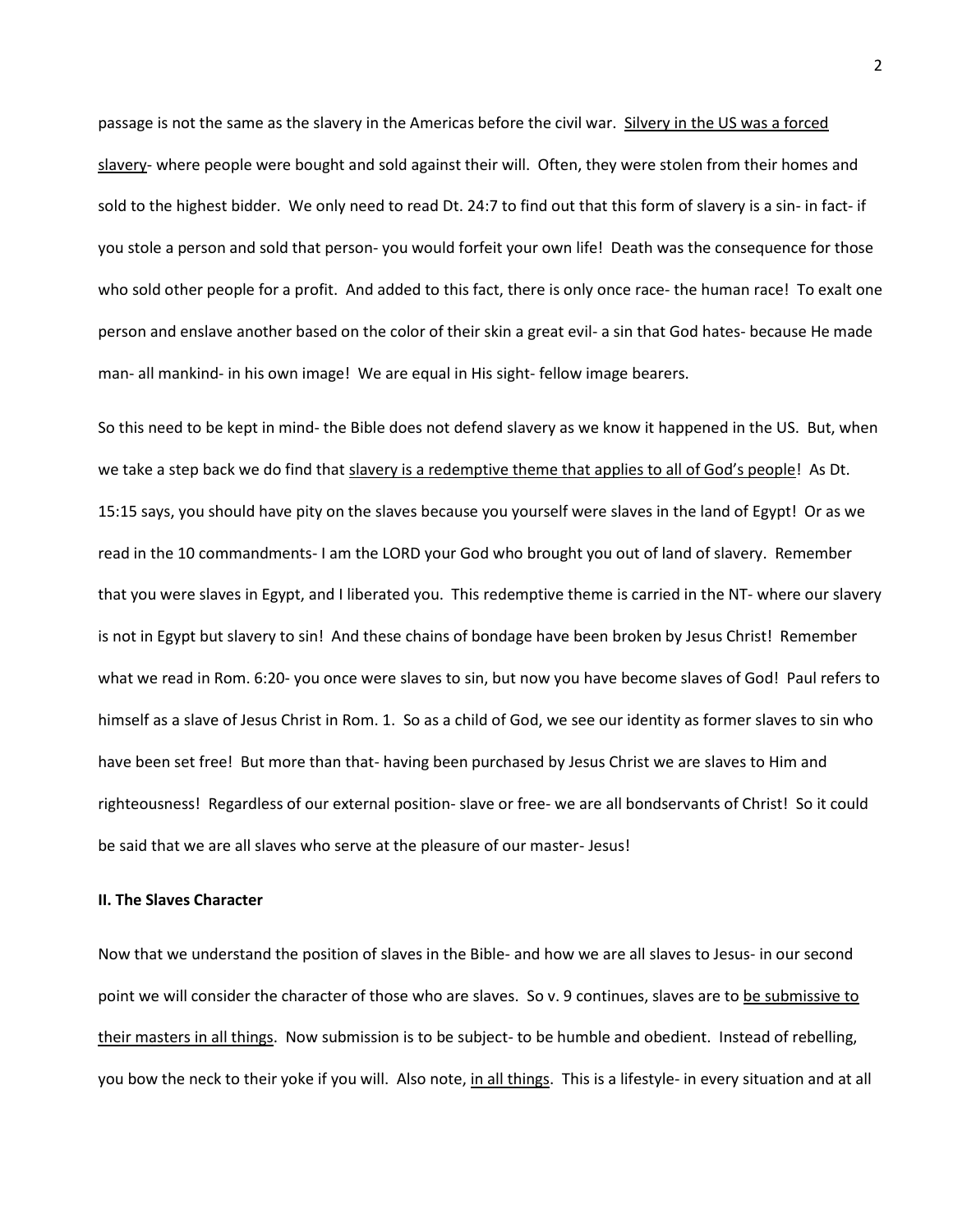passage is not the same as the slavery in the Americas before the civil war. <u>Silvery in the US was a forced slavery</u>- where people were bought and sold against their will. Often, they were stolen from their homes and sold to the highest bidder. We only need to read Dt. 24:7 to find out that this form of slavery is a sin- in fact- if you stole a person and sold that person- you would forfeit your own life! Death was the consequence for those who sold other people for a profit. And added to this fact, there is only once race- the human race! To exalt one person and enslave another based on the color of their skin a great evil- a sin that God hates- because He made man- all mankind- in his own image! We are equal in His sight- fellow image bearers.

So this need to be kept in mind- the Bible does not defend slavery as we know it happened in the US. But, when we take a step back we do find that <u>slavery is a redemptive theme that applies to all of God's people</u>! As Dt. 15:15 says, you should have pity on the slaves because you yourself were slaves in the land of Egypt! Or as we read in the 10 commandments- I am the LORD your God who brought you out of land of slavery. Remember that you were slaves in Egypt, and I liberated you. This redemptive theme is carried in the NT- where our slavery is not in Egypt but slavery to sin! And these chains of bondage have been broken by Jesus Christ! Remember what we read in Rom. 6:20- you once were slaves to sin, but now you have become slaves of God! Paul refers to himself as a slave of Jesus Christ in Rom. 1. So as a child of God, we see our identity as former slaves to sin who have been set free! But more than that- having been purchased by Jesus Christ we are slaves to Him and righteousness! Regardless of our external position- slave or free- we are all bondservants of Christ! So it could be said that we are all slaves who serve at the pleasure of our master- Jesus!

**II. The Slaves Character**

Now that we understand the position of slaves in the Bible- and how we are all slaves to Jesus- in our second point we will consider the character of those who are slaves. So v. 9 continues, slaves are to <u>be submissive to their masters in all things</u>. Now submission is to be subject- to be humble and obedient. Instead of rebelling, you bow the neck to their yoke if you will. Also note, <u>in all things</u>. This is a lifestyle- in every situation and at all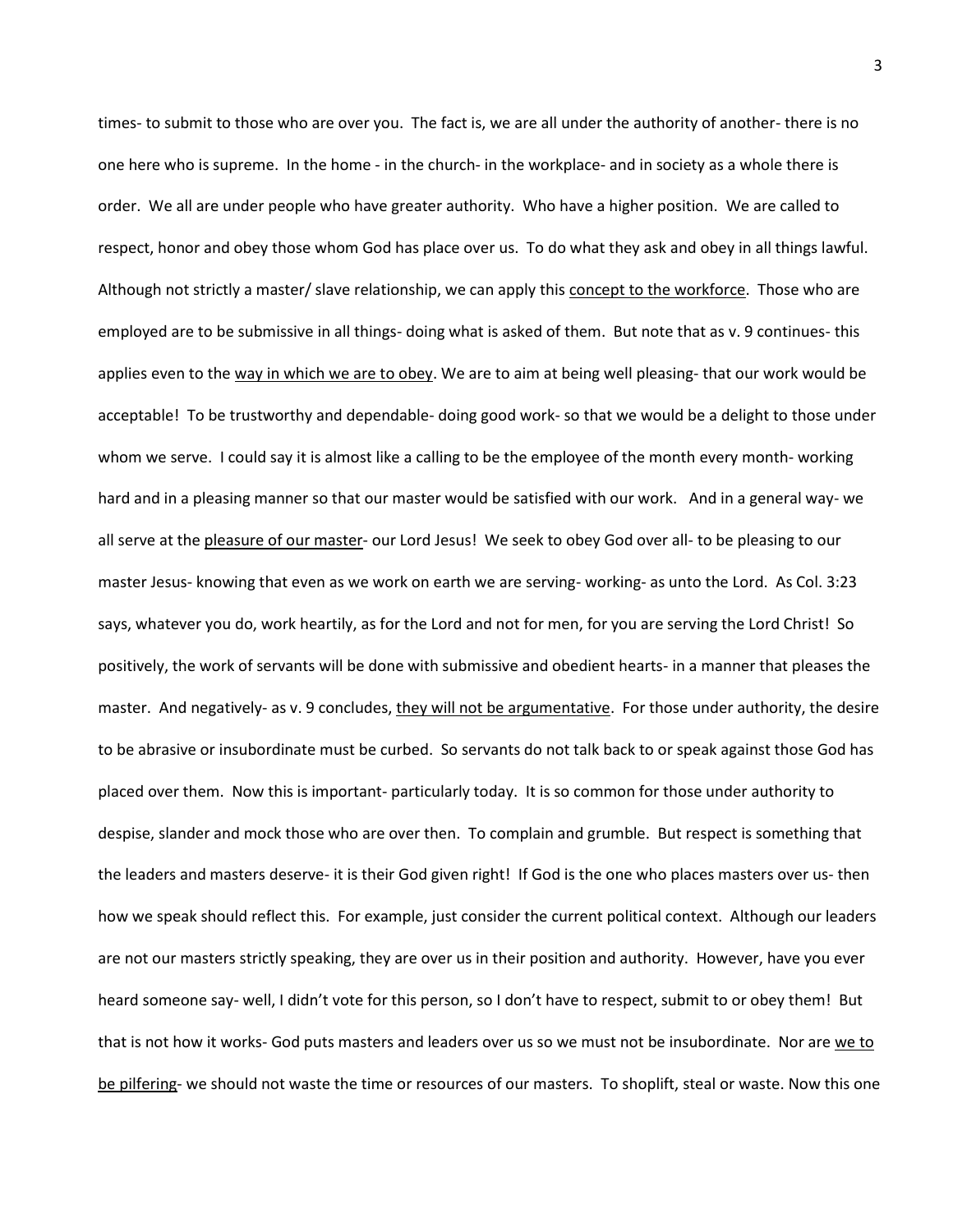times- to submit to those who are over you. The fact is, we are all under the authority of another- there is no one here who is supreme. In the home - in the church- in the workplace- and in society as a whole there is order. We all are under people who have greater authority. Who have a higher position. We are called to respect, honor and obey those whom God has place over us. To do what they ask and obey in all things lawful. Although not strictly a master/ slave relationship, we can apply this <u>concept to the workforce</u>. Those who are employed are to be submissive in all things- doing what is asked of them. But note that as v. 9 continues- this applies even to the <u>way in which we are to obey</u>. We are to aim at being well pleasing- that our work would be acceptable! To be trustworthy and dependable- doing good work- so that we would be a delight to those under whom we serve. I could say it is almost like a calling to be the employee of the month every month- working hard and in a pleasing manner so that our master would be satisfied with our work. And in a general way- we all serve at the <u>pleasure of our master</u>- our Lord Jesus! We seek to obey God over all- to be pleasing to our master Jesus- knowing that even as we work on earth we are serving- working- as unto the Lord. As Col. 3:23 says, whatever you do, work heartily, as for the Lord and not for men, for you are serving the Lord Christ! So positively, the work of servants will be done with submissive and obedient hearts- in a manner that pleases the master. And negatively- as v. 9 concludes, <u>they will not be argumentative</u>. For those under authority, the desire to be abrasive or insubordinate must be curbed. So servants do not talk back to or speak against those God has placed over them. Now this is important- particularly today. It is so common for those under authority to despise, slander and mock those who are over then. To complain and grumble. But respect is something that the leaders and masters deserve- it is their God given right! If God is the one who places masters over us- then how we speak should reflect this. For example, just consider the current political context. Although our leaders are not our masters strictly speaking, they are over us in their position and authority. However, have you ever heard someone say- well, I didn't vote for this person, so I don't have to respect, submit to or obey them! But that is not how it works- God puts masters and leaders over us so we must not be insubordinate. Nor are <u>we to be pilfering</u>- we should not waste the time or resources of our masters. To shoplift, steal or waste. Now this one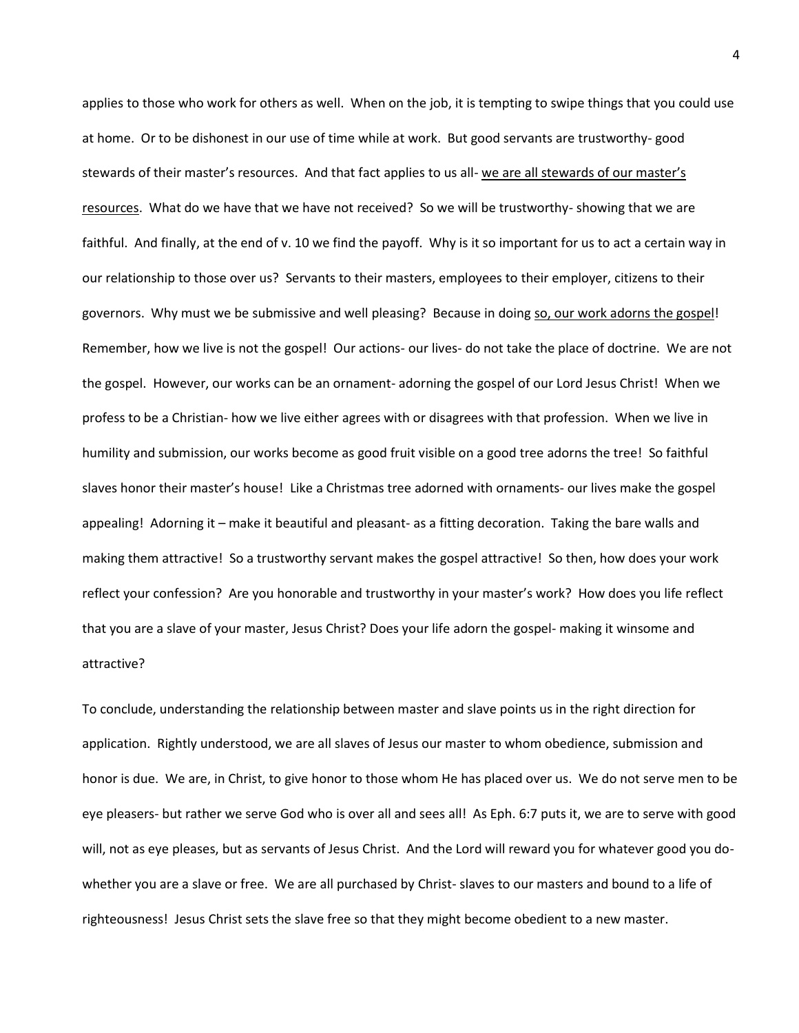applies to those who work for others as well. When on the job, it is tempting to swipe things that you could use at home. Or to be dishonest in our use of time while at work. But good servants are trustworthy- good stewards of their master's resources. And that fact applies to us all- <u>we are all stewards of our master's resources</u>. What do we have that we have not received? So we will be trustworthy- showing that we are faithful. And finally, at the end of v. 10 we find the payoff. Why is it so important for us to act a certain way in our relationship to those over us? Servants to their masters, employees to their employer, citizens to their governors. Why must we be submissive and well pleasing? Because in doing <u>so, our work adorns the gospel</u>! Remember, how we live is not the gospel! Our actions- our lives- do not take the place of doctrine. We are not the gospel. However, our works can be an ornament- adorning the gospel of our Lord Jesus Christ! When we profess to be a Christian- how we live either agrees with or disagrees with that profession. When we live in humility and submission, our works become as good fruit visible on a good tree adorns the tree! So faithful slaves honor their master's house! Like a Christmas tree adorned with ornaments- our lives make the gospel appealing! Adorning it – make it beautiful and pleasant- as a fitting decoration. Taking the bare walls and making them attractive! So a trustworthy servant makes the gospel attractive! So then, how does your work reflect your confession? Are you honorable and trustworthy in your master's work? How does you life reflect that you are a slave of your master, Jesus Christ? Does your life adorn the gospel- making it winsome and attractive?

To conclude, understanding the relationship between master and slave points us in the right direction for application. Rightly understood, we are all slaves of Jesus our master to whom obedience, submission and honor is due. We are, in Christ, to give honor to those whom He has placed over us. We do not serve men to be eye pleasers- but rather we serve God who is over all and sees all! As Eph. 6:7 puts it, we are to serve with good will, not as eye pleases, but as servants of Jesus Christ. And the Lord will reward you for whatever good you do- whether you are a slave or free. We are all purchased by Christ- slaves to our masters and bound to a life of righteousness! Jesus Christ sets the slave free so that they might become obedient to a new master.